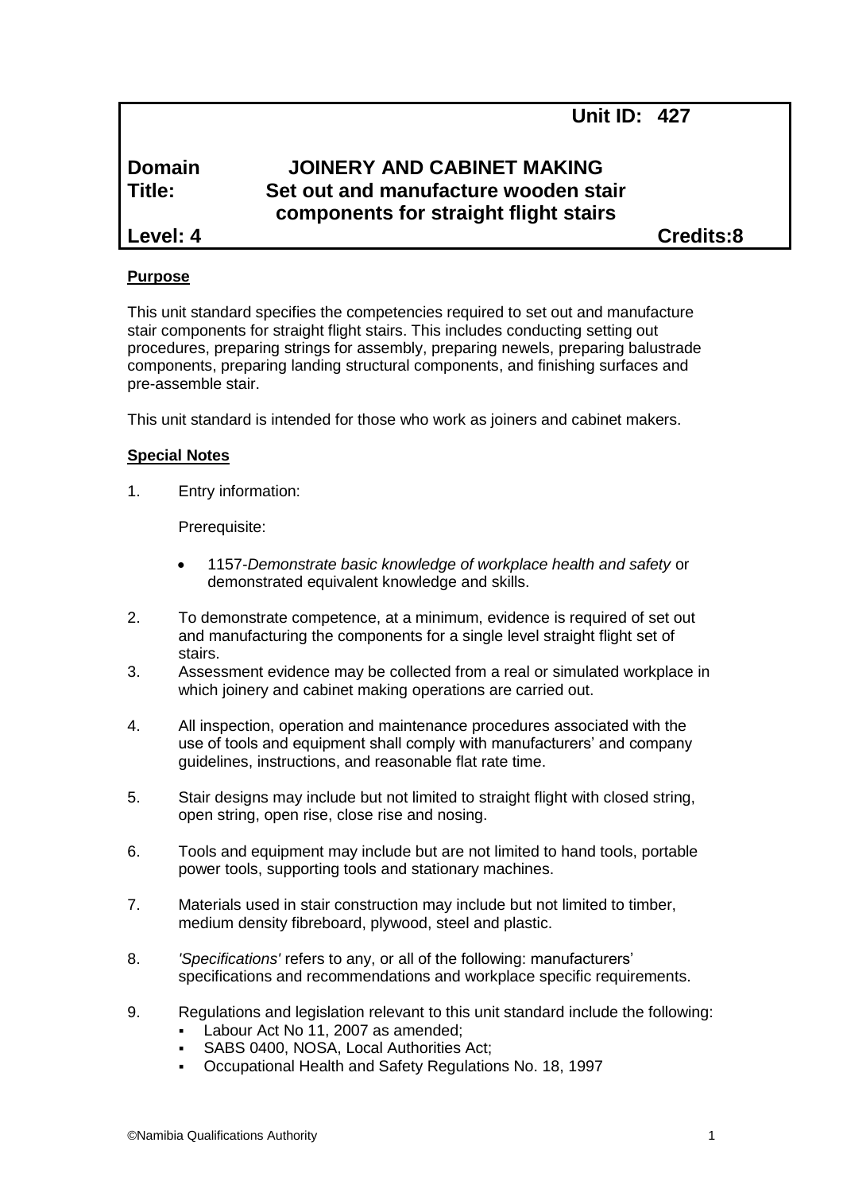**Unit ID: 427**

**Domain** **JOINERY AND CABINET MAKING**

**Title:** **Set out and manufacture wooden stair components for straight flight stairs**

**Level: 4** **Credits:8**

**Purpose**

This unit standard specifies the competencies required to set out and manufacture stair components for straight flight stairs. This includes conducting setting out procedures, preparing strings for assembly, preparing newels, preparing balustrade components, preparing landing structural components, and finishing surfaces and pre-assemble stair.

This unit standard is intended for those who work as joiners and cabinet makers.

**Special Notes**

1. Entry information:

   Prerequisite:

   - 1157-*Demonstrate basic knowledge of workplace health and safety* or demonstrated equivalent knowledge and skills.

2. To demonstrate competence, at a minimum, evidence is required of set out and manufacturing the components for a single level straight flight set of stairs.
3. Assessment evidence may be collected from a real or simulated workplace in which joinery and cabinet making operations are carried out.
4. All inspection, operation and maintenance procedures associated with the use of tools and equipment shall comply with manufacturers' and company guidelines, instructions, and reasonable flat rate time.
5. Stair designs may include but not limited to straight flight with closed string, open string, open rise, close rise and nosing.
6. Tools and equipment may include but are not limited to hand tools, portable power tools, supporting tools and stationary machines.
7. Materials used in stair construction may include but not limited to timber, medium density fibreboard, plywood, steel and plastic.
8. *'Specifications'* refers to any, or all of the following: manufacturers' specifications and recommendations and workplace specific requirements.
9. Regulations and legislation relevant to this unit standard include the following:
   - Labour Act No 11, 2007 as amended;
   - SABS 0400, NOSA, Local Authorities Act;
   - Occupational Health and Safety Regulations No. 18, 1997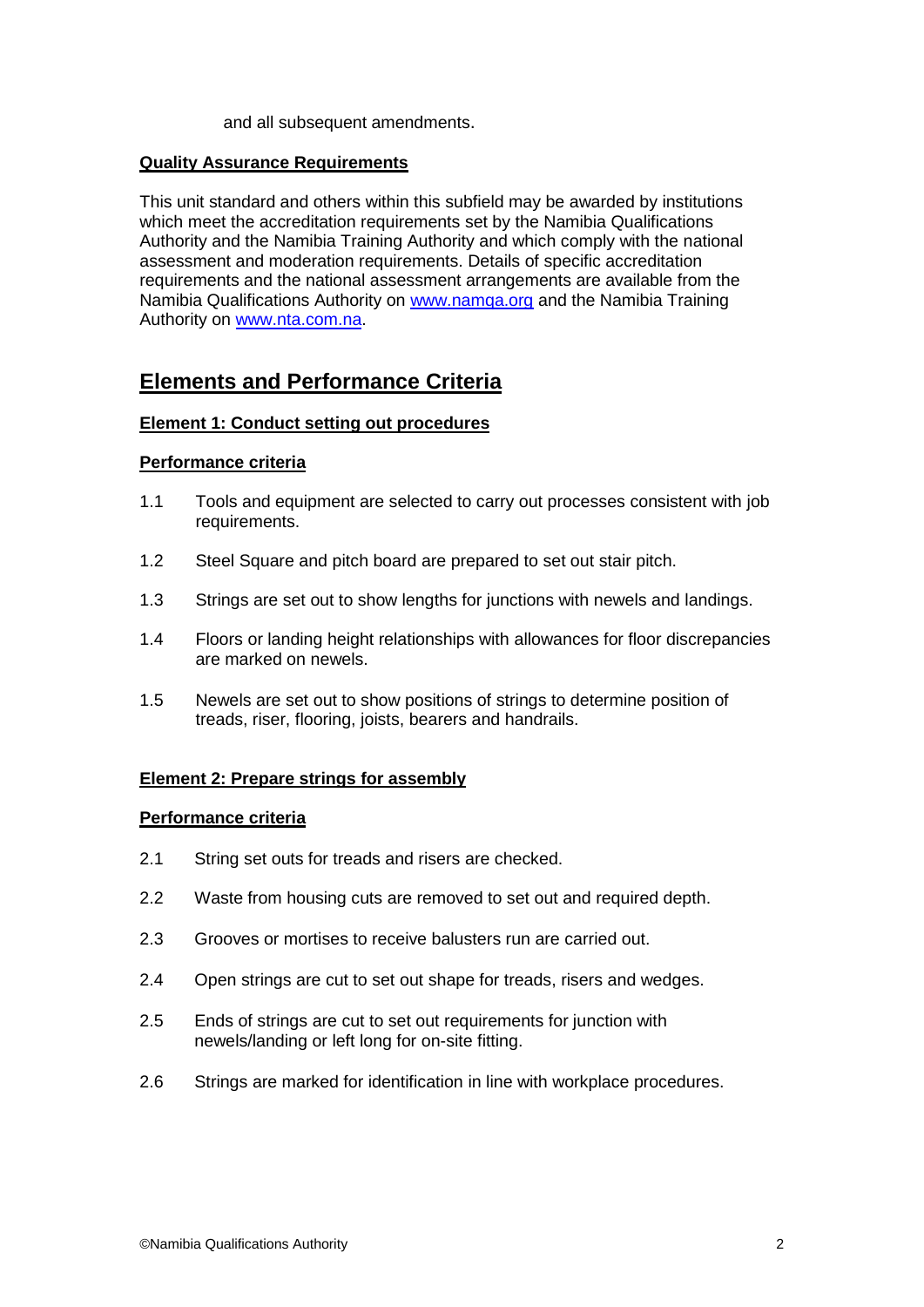and all subsequent amendments.

**Quality Assurance Requirements**

This unit standard and others within this subfield may be awarded by institutions which meet the accreditation requirements set by the Namibia Qualifications Authority and the Namibia Training Authority and which comply with the national assessment and moderation requirements. Details of specific accreditation requirements and the national assessment arrangements are available from the Namibia Qualifications Authority on www.namqa.org and the Namibia Training Authority on www.nta.com.na.

## Elements and Performance Criteria

**Element 1: Conduct setting out procedures**

**Performance criteria**

1.1 Tools and equipment are selected to carry out processes consistent with job requirements.

1.2 Steel Square and pitch board are prepared to set out stair pitch.

1.3 Strings are set out to show lengths for junctions with newels and landings.

1.4 Floors or landing height relationships with allowances for floor discrepancies are marked on newels.

1.5 Newels are set out to show positions of strings to determine position of treads, riser, flooring, joists, bearers and handrails.

**Element 2: Prepare strings for assembly**

**Performance criteria**

2.1 String set outs for treads and risers are checked.

2.2 Waste from housing cuts are removed to set out and required depth.

2.3 Grooves or mortises to receive balusters run are carried out.

2.4 Open strings are cut to set out shape for treads, risers and wedges.

2.5 Ends of strings are cut to set out requirements for junction with newels/landing or left long for on-site fitting.

2.6 Strings are marked for identification in line with workplace procedures.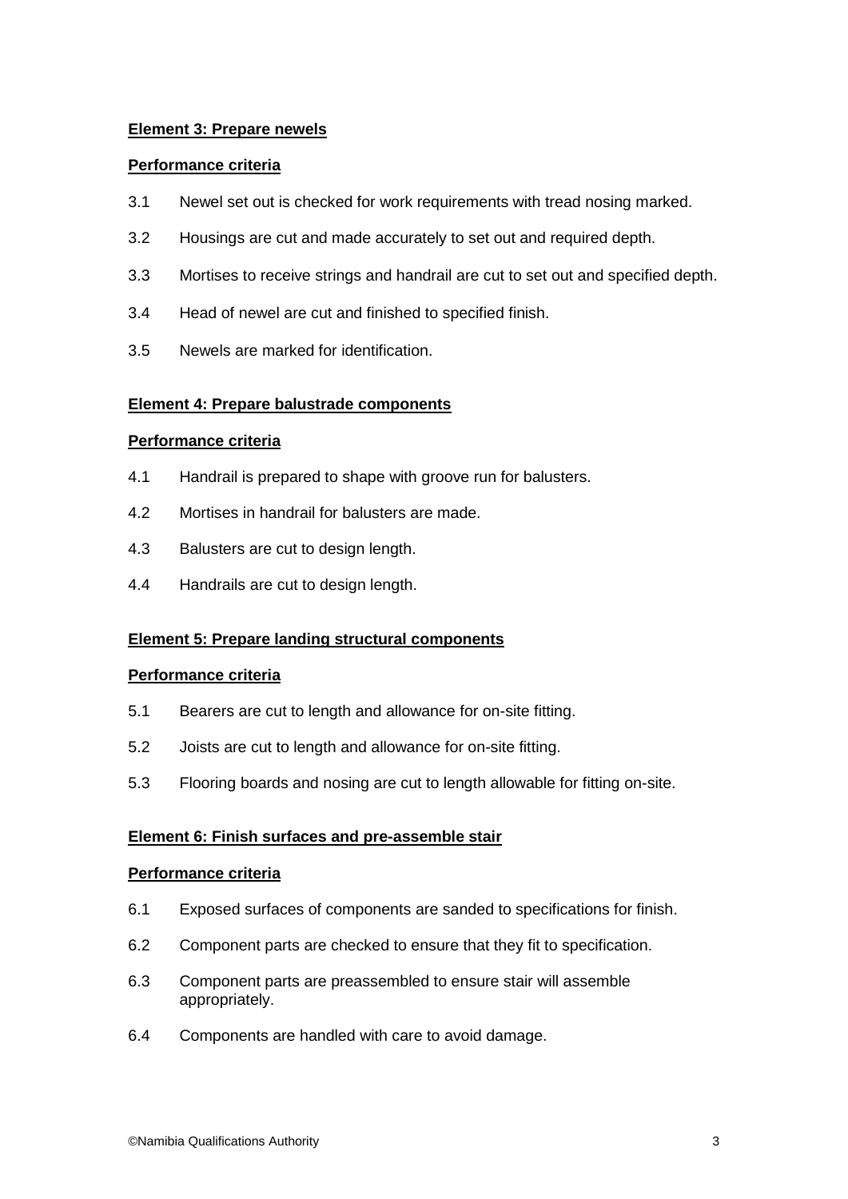**Element 3: Prepare newels**

**Performance criteria**

3.1 Newel set out is checked for work requirements with tread nosing marked.

3.2 Housings are cut and made accurately to set out and required depth.

3.3 Mortises to receive strings and handrail are cut to set out and specified depth.

3.4 Head of newel are cut and finished to specified finish.

3.5 Newels are marked for identification.

**Element 4: Prepare balustrade components**

**Performance criteria**

4.1 Handrail is prepared to shape with groove run for balusters.

4.2 Mortises in handrail for balusters are made.

4.3 Balusters are cut to design length.

4.4 Handrails are cut to design length.

**Element 5: Prepare landing structural components**

**Performance criteria**

5.1 Bearers are cut to length and allowance for on-site fitting.

5.2 Joists are cut to length and allowance for on-site fitting.

5.3 Flooring boards and nosing are cut to length allowable for fitting on-site.

**Element 6: Finish surfaces and pre-assemble stair**

**Performance criteria**

6.1 Exposed surfaces of components are sanded to specifications for finish.

6.2 Component parts are checked to ensure that they fit to specification.

6.3 Component parts are preassembled to ensure stair will assemble appropriately.

6.4 Components are handled with care to avoid damage.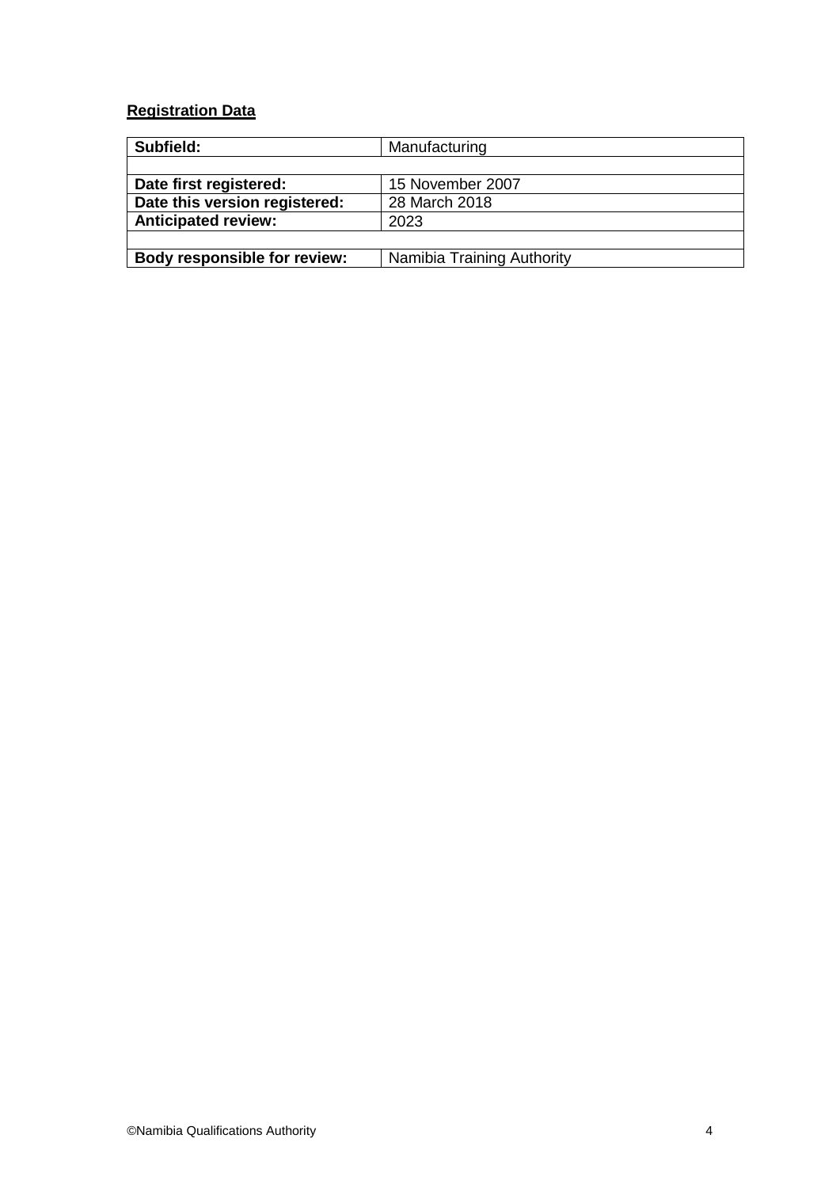**Registration Data**

| | |
|---|---|
| **Subfield:** | Manufacturing |
| | |
| **Date first registered:** | 15 November 2007 |
| **Date this version registered:** | 28 March 2018 |
| **Anticipated review:** | 2023 |
| | |
| **Body responsible for review:** | Namibia Training Authority |